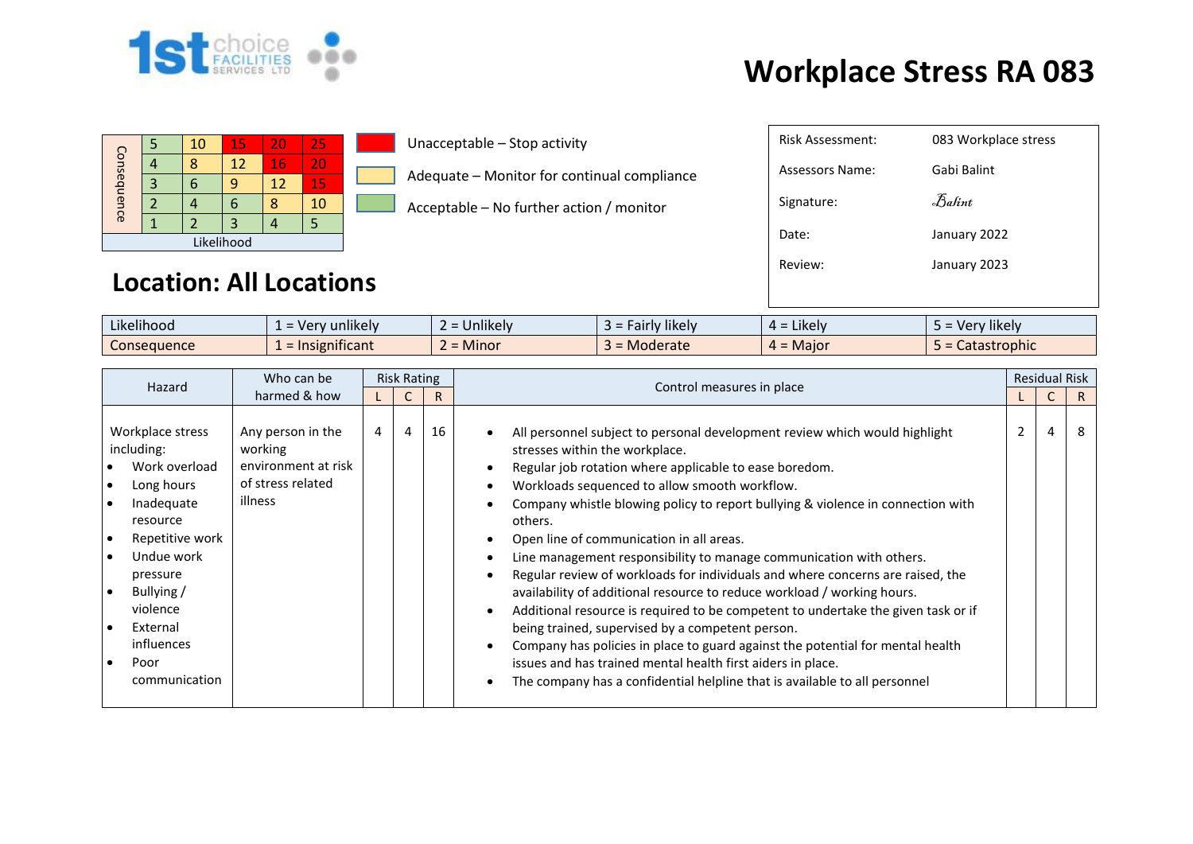# Workplace Stress RA 083

| Consequence | | | | | |
|---|---|---|---|---|---|
| | 5 | 10 | 15 | 20 | 25 |
| | 4 | 8 | 12 | 16 | 20 |
| | 3 | 6 | 9 | 12 | 15 |
| | 2 | 4 | 6 | 8 | 10 |
| | 1 | 2 | 3 | 4 | 5 |
| Likelihood | | | | | |

- Unacceptable – Stop activity
- Adequate – Monitor for continual compliance
- Acceptable – No further action / monitor

| | |
|---|---|
| Risk Assessment: | 083 Workplace stress |
| Assessors Name: | Gabi Balint |
| Signature: | Balint |
| Date: | January 2022 |
| Review: | January 2023 |

## Location: All Locations

| | | | | | |
|---|---|---|---|---|---|
| Likelihood | 1 = Very unlikely | 2 = Unlikely | 3 = Fairly likely | 4 = Likely | 5 = Very likely |
| Consequence | 1 = Insignificant | 2 = Minor | 3 = Moderate | 4 = Major | 5 = Catastrophic |

| Hazard | Who can be harmed & how | Risk Rating | | | Control measures in place | Residual Risk | | |
|---|---|---|---|---|---|---|---|---|
| | | L | C | R | | L | C | R |
| Workplace stress including:<br>• Work overload<br>• Long hours<br>• Inadequate resource<br>• Repetitive work<br>• Undue work pressure<br>• Bullying / violence<br>• External influences<br>• Poor communication | Any person in the working environment at risk of stress related illness | 4 | 4 | 16 | • All personnel subject to personal development review which would highlight stresses within the workplace.<br>• Regular job rotation where applicable to ease boredom.<br>• Workloads sequenced to allow smooth workflow.<br>• Company whistle blowing policy to report bullying & violence in connection with others.<br>• Open line of communication in all areas.<br>• Line management responsibility to manage communication with others.<br>• Regular review of workloads for individuals and where concerns are raised, the availability of additional resource to reduce workload / working hours.<br>• Additional resource is required to be competent to undertake the given task or if being trained, supervised by a competent person.<br>• Company has policies in place to guard against the potential for mental health issues and has trained mental health first aiders in place.<br>• The company has a confidential helpline that is available to all personnel | 2 | 4 | 8 |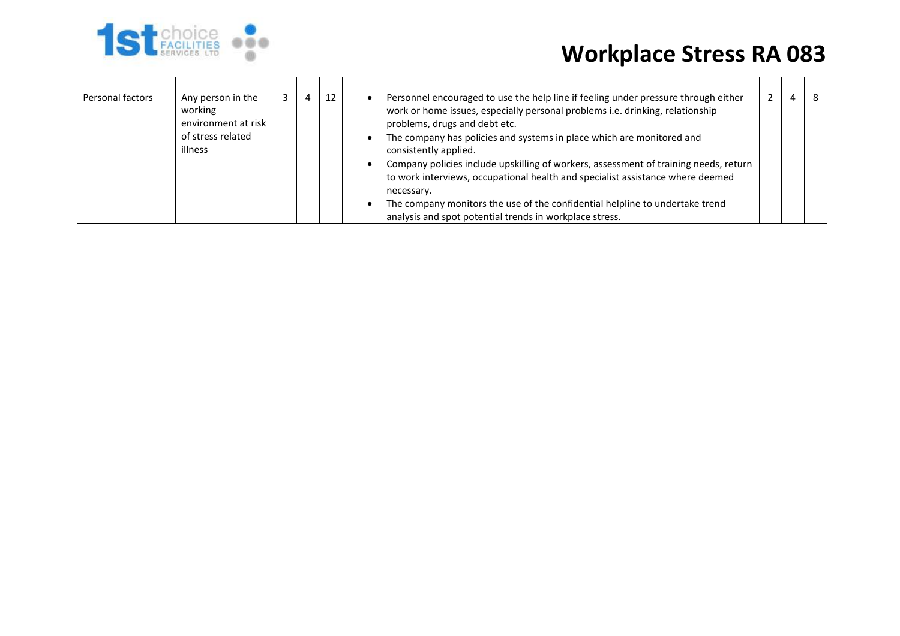# Workplace Stress RA 083

| | | | | | | | | |
|---|---|---|---|---|---|---|---|---|
| Personal factors | Any person in the working environment at risk of stress related illness | 3 | 4 | 12 | • Personnel encouraged to use the help line if feeling under pressure through either work or home issues, especially personal problems i.e. drinking, relationship problems, drugs and debt etc.<br>• The company has policies and systems in place which are monitored and consistently applied.<br>• Company policies include upskilling of workers, assessment of training needs, return to work interviews, occupational health and specialist assistance where deemed necessary.<br>• The company monitors the use of the confidential helpline to undertake trend analysis and spot potential trends in workplace stress. | 2 | 4 | 8 |